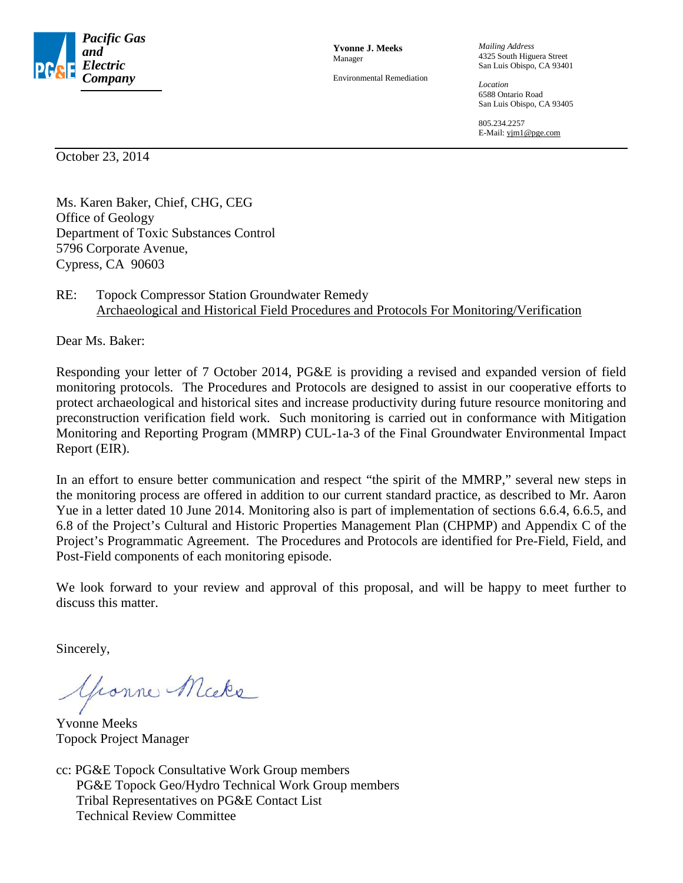**Pacific Gas and Electric Company**

**Yvonne J. Meeks**
Manager

Environmental Remediation

*Mailing Address*
4325 South Higuera Street
San Luis Obispo, CA 93401

*Location*
6588 Ontario Road
San Luis Obispo, CA 93405

805.234.2257
E-Mail: yjm1@pge.com

October 23, 2014

Ms. Karen Baker, Chief, CHG, CEG
Office of Geology
Department of Toxic Substances Control
5796 Corporate Avenue,
Cypress, CA 90603

RE: Topock Compressor Station Groundwater Remedy
Archaeological and Historical Field Procedures and Protocols For Monitoring/Verification

Dear Ms. Baker:

Responding your letter of 7 October 2014, PG&E is providing a revised and expanded version of field monitoring protocols. The Procedures and Protocols are designed to assist in our cooperative efforts to protect archaeological and historical sites and increase productivity during future resource monitoring and preconstruction verification field work. Such monitoring is carried out in conformance with Mitigation Monitoring and Reporting Program (MMRP) CUL-1a-3 of the Final Groundwater Environmental Impact Report (EIR).

In an effort to ensure better communication and respect "the spirit of the MMRP," several new steps in the monitoring process are offered in addition to our current standard practice, as described to Mr. Aaron Yue in a letter dated 10 June 2014. Monitoring also is part of implementation of sections 6.6.4, 6.6.5, and 6.8 of the Project's Cultural and Historic Properties Management Plan (CHPMP) and Appendix C of the Project's Programmatic Agreement. The Procedures and Protocols are identified for Pre-Field, Field, and Post-Field components of each monitoring episode.

We look forward to your review and approval of this proposal, and will be happy to meet further to discuss this matter.

Sincerely,

Yvonne Meeks
Topock Project Manager

cc: PG&E Topock Consultative Work Group members
PG&E Topock Geo/Hydro Technical Work Group members
Tribal Representatives on PG&E Contact List
Technical Review Committee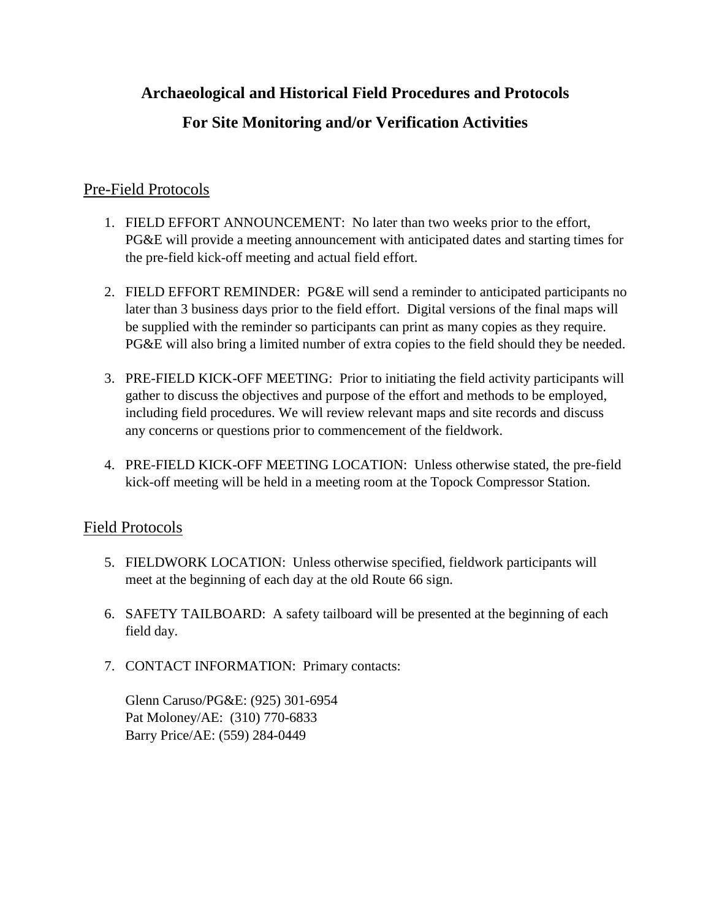# Archaeological and Historical Field Procedures and Protocols

# For Site Monitoring and/or Verification Activities

## Pre-Field Protocols

1. FIELD EFFORT ANNOUNCEMENT: No later than two weeks prior to the effort, PG&E will provide a meeting announcement with anticipated dates and starting times for the pre-field kick-off meeting and actual field effort.

2. FIELD EFFORT REMINDER: PG&E will send a reminder to anticipated participants no later than 3 business days prior to the field effort. Digital versions of the final maps will be supplied with the reminder so participants can print as many copies as they require. PG&E will also bring a limited number of extra copies to the field should they be needed.

3. PRE-FIELD KICK-OFF MEETING: Prior to initiating the field activity participants will gather to discuss the objectives and purpose of the effort and methods to be employed, including field procedures. We will review relevant maps and site records and discuss any concerns or questions prior to commencement of the fieldwork.

4. PRE-FIELD KICK-OFF MEETING LOCATION: Unless otherwise stated, the pre-field kick-off meeting will be held in a meeting room at the Topock Compressor Station.

## Field Protocols

5. FIELDWORK LOCATION: Unless otherwise specified, fieldwork participants will meet at the beginning of each day at the old Route 66 sign.

6. SAFETY TAILBOARD: A safety tailboard will be presented at the beginning of each field day.

7. CONTACT INFORMATION: Primary contacts:

   Glenn Caruso/PG&E: (925) 301-6954
   Pat Moloney/AE: (310) 770-6833
   Barry Price/AE: (559) 284-0449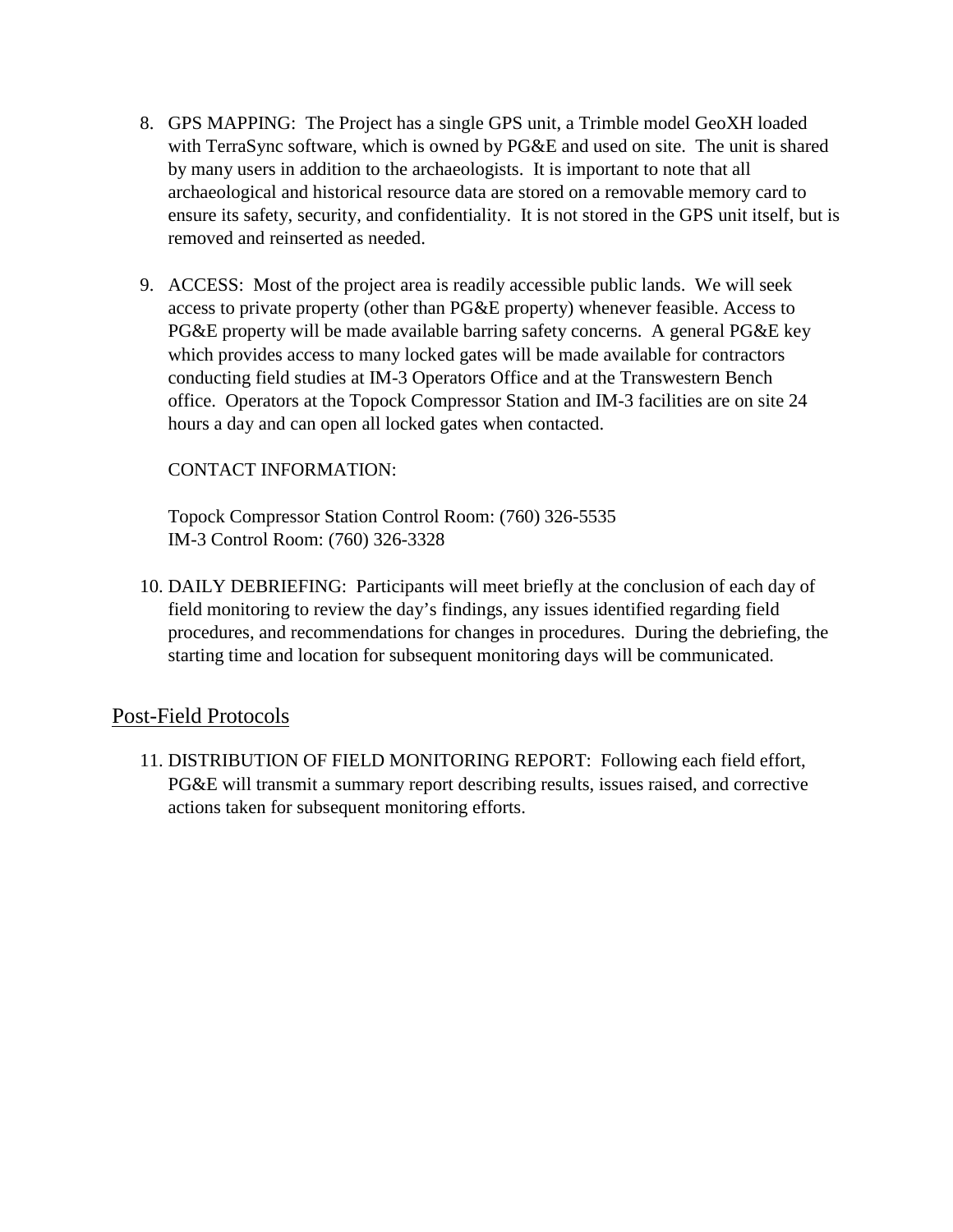8. GPS MAPPING: The Project has a single GPS unit, a Trimble model GeoXH loaded with TerraSync software, which is owned by PG&E and used on site. The unit is shared by many users in addition to the archaeologists. It is important to note that all archaeological and historical resource data are stored on a removable memory card to ensure its safety, security, and confidentiality. It is not stored in the GPS unit itself, but is removed and reinserted as needed.

9. ACCESS: Most of the project area is readily accessible public lands. We will seek access to private property (other than PG&E property) whenever feasible. Access to PG&E property will be made available barring safety concerns. A general PG&E key which provides access to many locked gates will be made available for contractors conducting field studies at IM-3 Operators Office and at the Transwestern Bench office. Operators at the Topock Compressor Station and IM-3 facilities are on site 24 hours a day and can open all locked gates when contacted.

   CONTACT INFORMATION:

   Topock Compressor Station Control Room: (760) 326-5535
   IM-3 Control Room: (760) 326-3328

10. DAILY DEBRIEFING: Participants will meet briefly at the conclusion of each day of field monitoring to review the day's findings, any issues identified regarding field procedures, and recommendations for changes in procedures. During the debriefing, the starting time and location for subsequent monitoring days will be communicated.

## Post-Field Protocols

11. DISTRIBUTION OF FIELD MONITORING REPORT: Following each field effort, PG&E will transmit a summary report describing results, issues raised, and corrective actions taken for subsequent monitoring efforts.